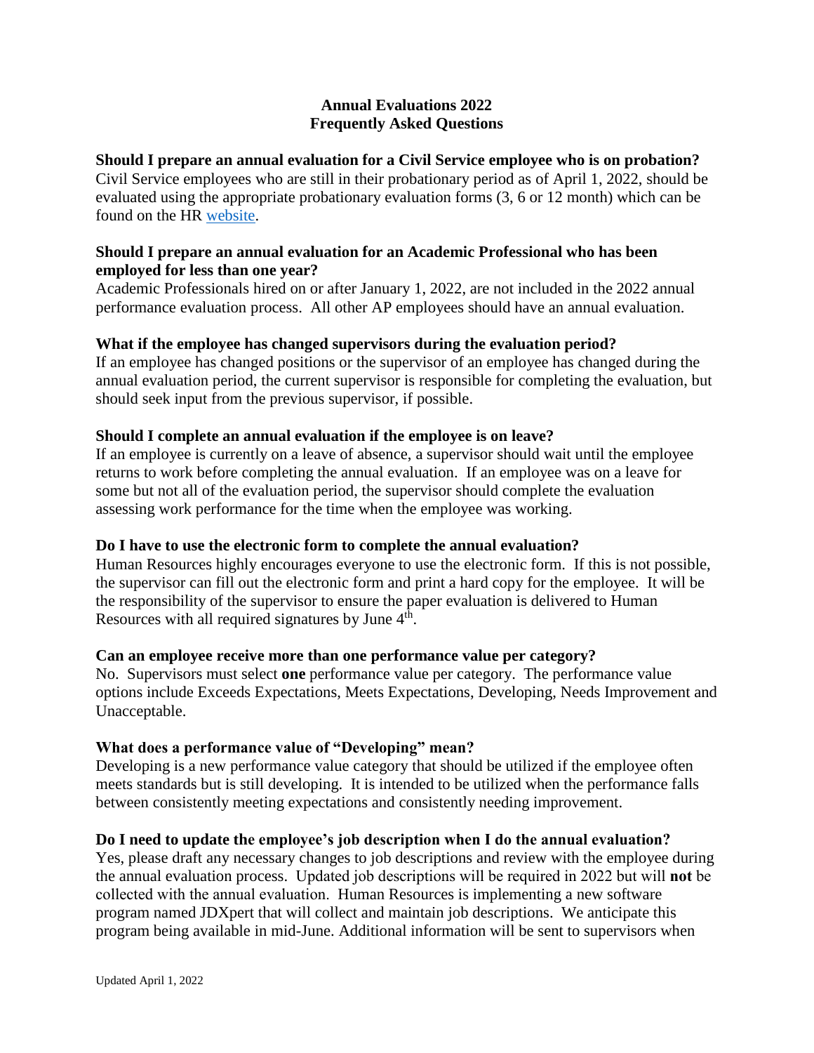# Annual Evaluations 2022
# Frequently Asked Questions

**Should I prepare an annual evaluation for a Civil Service employee who is on probation?**

Civil Service employees who are still in their probationary period as of April 1, 2022, should be evaluated using the appropriate probationary evaluation forms (3, 6 or 12 month) which can be found on the HR website.

**Should I prepare an annual evaluation for an Academic Professional who has been employed for less than one year?**

Academic Professionals hired on or after January 1, 2022, are not included in the 2022 annual performance evaluation process. All other AP employees should have an annual evaluation.

**What if the employee has changed supervisors during the evaluation period?**

If an employee has changed positions or the supervisor of an employee has changed during the annual evaluation period, the current supervisor is responsible for completing the evaluation, but should seek input from the previous supervisor, if possible.

**Should I complete an annual evaluation if the employee is on leave?**

If an employee is currently on a leave of absence, a supervisor should wait until the employee returns to work before completing the annual evaluation. If an employee was on a leave for some but not all of the evaluation period, the supervisor should complete the evaluation assessing work performance for the time when the employee was working.

**Do I have to use the electronic form to complete the annual evaluation?**

Human Resources highly encourages everyone to use the electronic form. If this is not possible, the supervisor can fill out the electronic form and print a hard copy for the employee. It will be the responsibility of the supervisor to ensure the paper evaluation is delivered to Human Resources with all required signatures by June 4th.

**Can an employee receive more than one performance value per category?**

No. Supervisors must select **one** performance value per category. The performance value options include Exceeds Expectations, Meets Expectations, Developing, Needs Improvement and Unacceptable.

**What does a performance value of "Developing" mean?**

Developing is a new performance value category that should be utilized if the employee often meets standards but is still developing. It is intended to be utilized when the performance falls between consistently meeting expectations and consistently needing improvement.

**Do I need to update the employee's job description when I do the annual evaluation?**

Yes, please draft any necessary changes to job descriptions and review with the employee during the annual evaluation process. Updated job descriptions will be required in 2022 but will **not** be collected with the annual evaluation. Human Resources is implementing a new software program named JDXpert that will collect and maintain job descriptions. We anticipate this program being available in mid-June. Additional information will be sent to supervisors when

Updated April 1, 2022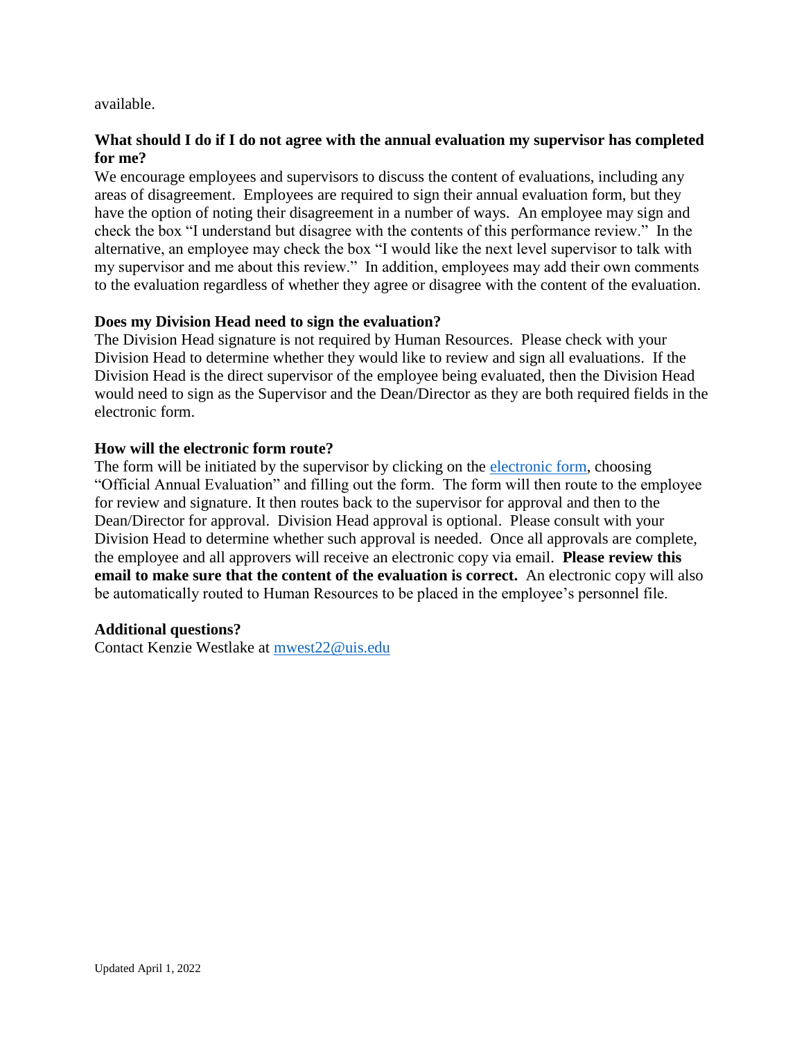available.

**What should I do if I do not agree with the annual evaluation my supervisor has completed for me?**

We encourage employees and supervisors to discuss the content of evaluations, including any areas of disagreement. Employees are required to sign their annual evaluation form, but they have the option of noting their disagreement in a number of ways. An employee may sign and check the box "I understand but disagree with the contents of this performance review." In the alternative, an employee may check the box "I would like the next level supervisor to talk with my supervisor and me about this review." In addition, employees may add their own comments to the evaluation regardless of whether they agree or disagree with the content of the evaluation.

**Does my Division Head need to sign the evaluation?**

The Division Head signature is not required by Human Resources. Please check with your Division Head to determine whether they would like to review and sign all evaluations. If the Division Head is the direct supervisor of the employee being evaluated, then the Division Head would need to sign as the Supervisor and the Dean/Director as they are both required fields in the electronic form.

**How will the electronic form route?**

The form will be initiated by the supervisor by clicking on the electronic form, choosing "Official Annual Evaluation" and filling out the form. The form will then route to the employee for review and signature. It then routes back to the supervisor for approval and then to the Dean/Director for approval. Division Head approval is optional. Please consult with your Division Head to determine whether such approval is needed. Once all approvals are complete, the employee and all approvers will receive an electronic copy via email. **Please review this email to make sure that the content of the evaluation is correct.** An electronic copy will also be automatically routed to Human Resources to be placed in the employee's personnel file.

**Additional questions?**

Contact Kenzie Westlake at mwest22@uis.edu

Updated April 1, 2022